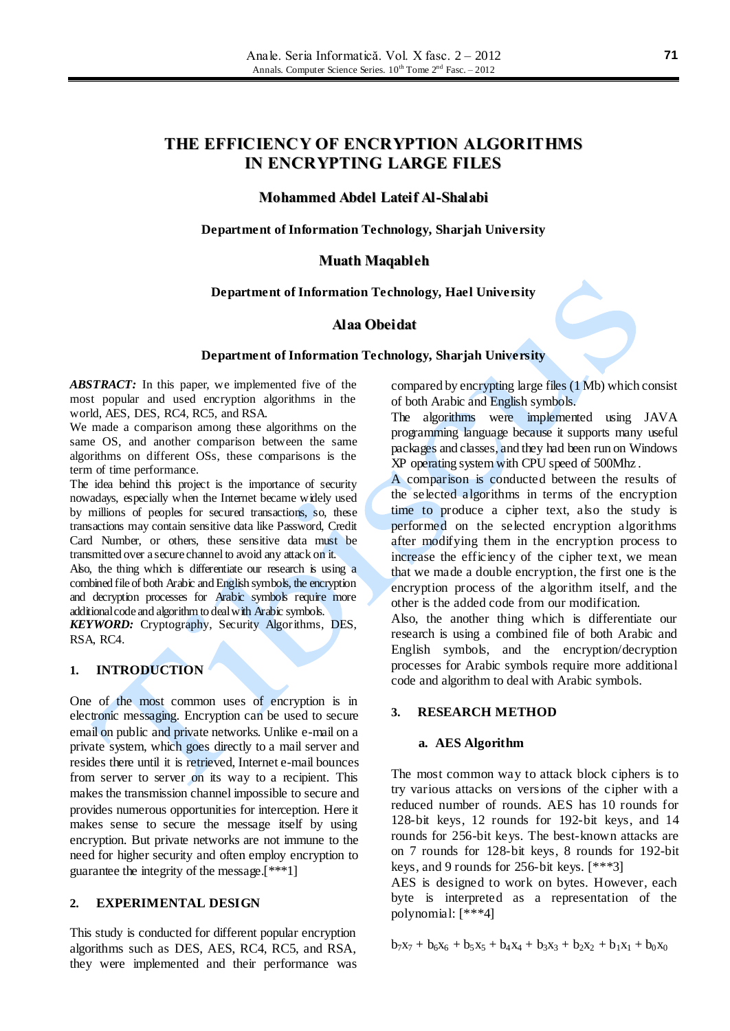# THE EFFICIENCY OF ENCRYPTION ALGORITHMS IN ENCRYPTING LARGE FILES

**Mohammed Abdel Lateif Al-Shalabi**

**Department of Information Technology, Sharjah University**

**Muath Maqableh**

**Department of Information Technology, Hael University**

**Alaa Obeidat**

**Department of Information Technology, Sharjah University**

***ABSTRACT:*** In this paper, we implemented five of the most popular and used encryption algorithms in the world, AES, DES, RC4, RC5, and RSA.

We made a comparison among these algorithms on the same OS, and another comparison between the same algorithms on different OSs, these comparisons is the term of time performance.

The idea behind this project is the importance of security nowadays, especially when the Internet became widely used by millions of peoples for secured transactions, so, these transactions may contain sensitive data like Password, Credit Card Number, or others, these sensitive data must be transmitted over a secure channel to avoid any attack on it.

Also, the thing which is differentiate our research is using a combined file of both Arabic and English symbols, the encryption and decryption processes for Arabic symbols require more additional code and algorithm to deal with Arabic symbols.

***KEYWORD:*** Cryptography, Security Algorithms, DES, RSA, RC4.

## 1. INTRODUCTION

One of the most common uses of encryption is in electronic messaging. Encryption can be used to secure email on public and private networks. Unlike e-mail on a private system, which goes directly to a mail server and resides there until it is retrieved, Internet e-mail bounces from server to server on its way to a recipient. This makes the transmission channel impossible to secure and provides numerous opportunities for interception. Here it makes sense to secure the message itself by using encryption. But private networks are not immune to the need for higher security and often employ encryption to guarantee the integrity of the message.[***1]

## 2. EXPERIMENTAL DESIGN

This study is conducted for different popular encryption algorithms such as DES, AES, RC4, RC5, and RSA, they were implemented and their performance was compared by encrypting large files (1 Mb) which consist of both Arabic and English symbols.

The algorithms were implemented using JAVA programming language because it supports many useful packages and classes, and they had been run on Windows XP operating system with CPU speed of 500Mhz.

A comparison is conducted between the results of the selected algorithms in terms of the encryption time to produce a cipher text, also the study is performed on the selected encryption algorithms after modifying them in the encryption process to increase the efficiency of the cipher text, we mean that we made a double encryption, the first one is the encryption process of the algorithm itself, and the other is the added code from our modification.

Also, the another thing which is differentiate our research is using a combined file of both Arabic and English symbols, and the encryption/decryption processes for Arabic symbols require more additional code and algorithm to deal with Arabic symbols.

## 3. RESEARCH METHOD

### a. AES Algorithm

The most common way to attack block ciphers is to try various attacks on versions of the cipher with a reduced number of rounds. AES has 10 rounds for 128-bit keys, 12 rounds for 192-bit keys, and 14 rounds for 256-bit keys. The best-known attacks are on 7 rounds for 128-bit keys, 8 rounds for 192-bit keys, and 9 rounds for 256-bit keys. [***3]

AES is designed to work on bytes. However, each byte is interpreted as a representation of the polynomial: [***4]

$$b_7x_7 + b_6x_6 + b_5x_5 + b_4x_4 + b_3x_3 + b_2x_2 + b_1x_1 + b_0x_0$$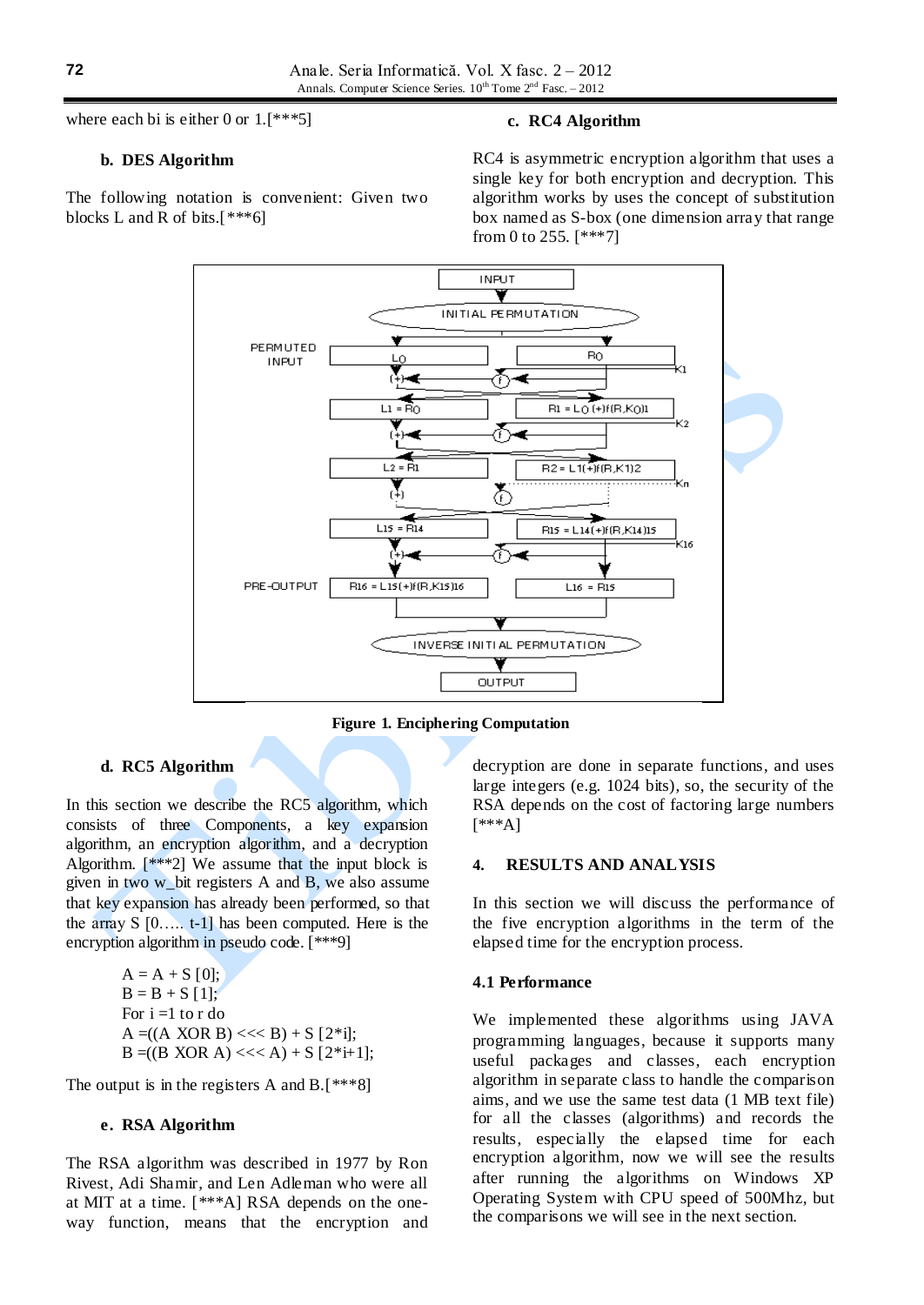where each bi is either 0 or 1.[***5]

**b. DES Algorithm**

The following notation is convenient: Given two blocks L and R of bits.[***6]

**c. RC4 Algorithm**

RC4 is asymmetric encryption algorithm that uses a single key for both encryption and decryption. This algorithm works by uses the concept of substitution box named as S-box (one dimension array that range from 0 to 255. [***7]

**Figure 1. Enciphering Computation**

**d. RC5 Algorithm**

In this section we describe the RC5 algorithm, which consists of three Components, a key expansion algorithm, an encryption algorithm, and a decryption Algorithm. [***2] We assume that the input block is given in two w_bit registers A and B, we also assume that key expansion has already been performed, so that the array S [0….. t-1] has been computed. Here is the encryption algorithm in pseudo code. [***9]

```
A = A + S [0];
B = B + S [1];
For i =1 to r do
A =((A XOR B) <<< B) + S [2*i];
B =((B XOR A) <<< A) + S [2*i+1];
```

The output is in the registers A and B.[***8]

**e. RSA Algorithm**

The RSA algorithm was described in 1977 by Ron Rivest, Adi Shamir, and Len Adleman who were all at MIT at a time. [***A] RSA depends on the one-way function, means that the encryption and decryption are done in separate functions, and uses large integers (e.g. 1024 bits), so, the security of the RSA depends on the cost of factoring large numbers [***A]

## 4. RESULTS AND ANALYSIS

In this section we will discuss the performance of the five encryption algorithms in the term of the elapsed time for the encryption process.

### 4.1 Performance

We implemented these algorithms using JAVA programming languages, because it supports many useful packages and classes, each encryption algorithm in separate class to handle the comparison aims, and we use the same test data (1 MB text file) for all the classes (algorithms) and records the results, especially the elapsed time for each encryption algorithm, now we will see the results after running the algorithms on Windows XP Operating System with CPU speed of 500Mhz, but the comparisons we will see in the next section.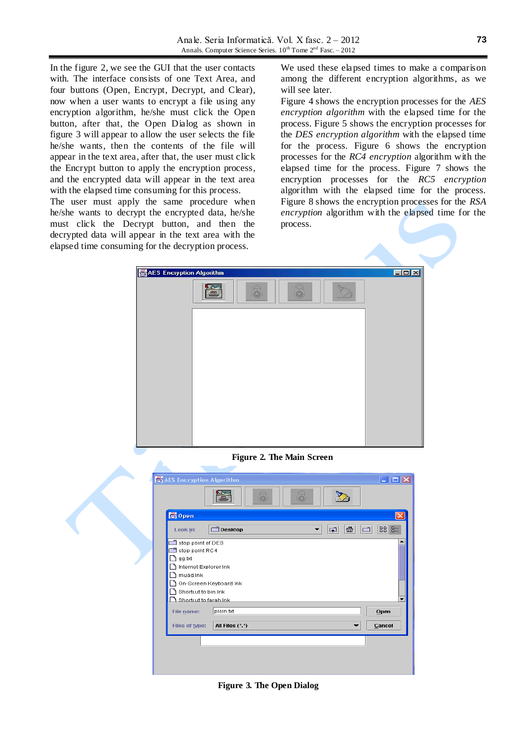In the figure 2, we see the GUI that the user contacts with. The interface consists of one Text Area, and four buttons (Open, Encrypt, Decrypt, and Clear), now when a user wants to encrypt a file using any encryption algorithm, he/she must click the Open button, after that, the Open Dialog as shown in figure 3 will appear to allow the user selects the file he/she wants, then the contents of the file will appear in the text area, after that, the user must click the Encrypt button to apply the encryption process, and the encrypted data will appear in the text area with the elapsed time consuming for this process.

The user must apply the same procedure when he/she wants to decrypt the encrypted data, he/she must click the Decrypt button, and then the decrypted data will appear in the text area with the elapsed time consuming for the decryption process.

We used these elapsed times to make a comparison among the different encryption algorithms, as we will see later.

Figure 4 shows the encryption processes for the *AES encryption algorithm* with the elapsed time for the process. Figure 5 shows the encryption processes for the *DES encryption algorithm* with the elapsed time for the process. Figure 6 shows the encryption processes for the *RC4 encryption* algorithm with the elapsed time for the process. Figure 7 shows the encryption processes for the *RC5 encryption* algorithm with the elapsed time for the process. Figure 8 shows the encryption processes for the *RSA encryption* algorithm with the elapsed time for the process.

**Figure 2. The Main Screen**

**Figure 3. The Open Dialog**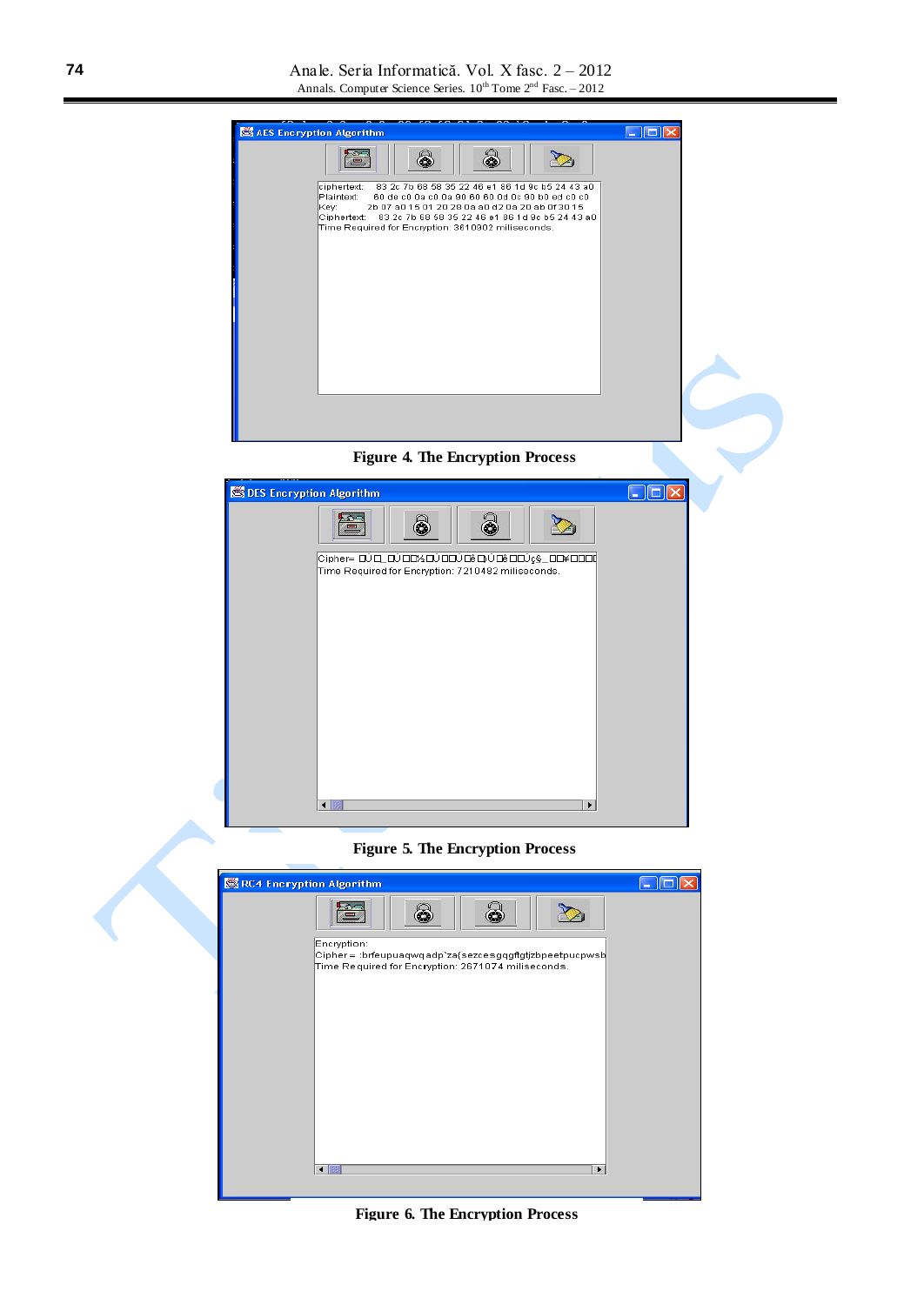Figure 4. The Encryption Process

Figure 5. The Encryption Process

Figure 6. The Encryption Process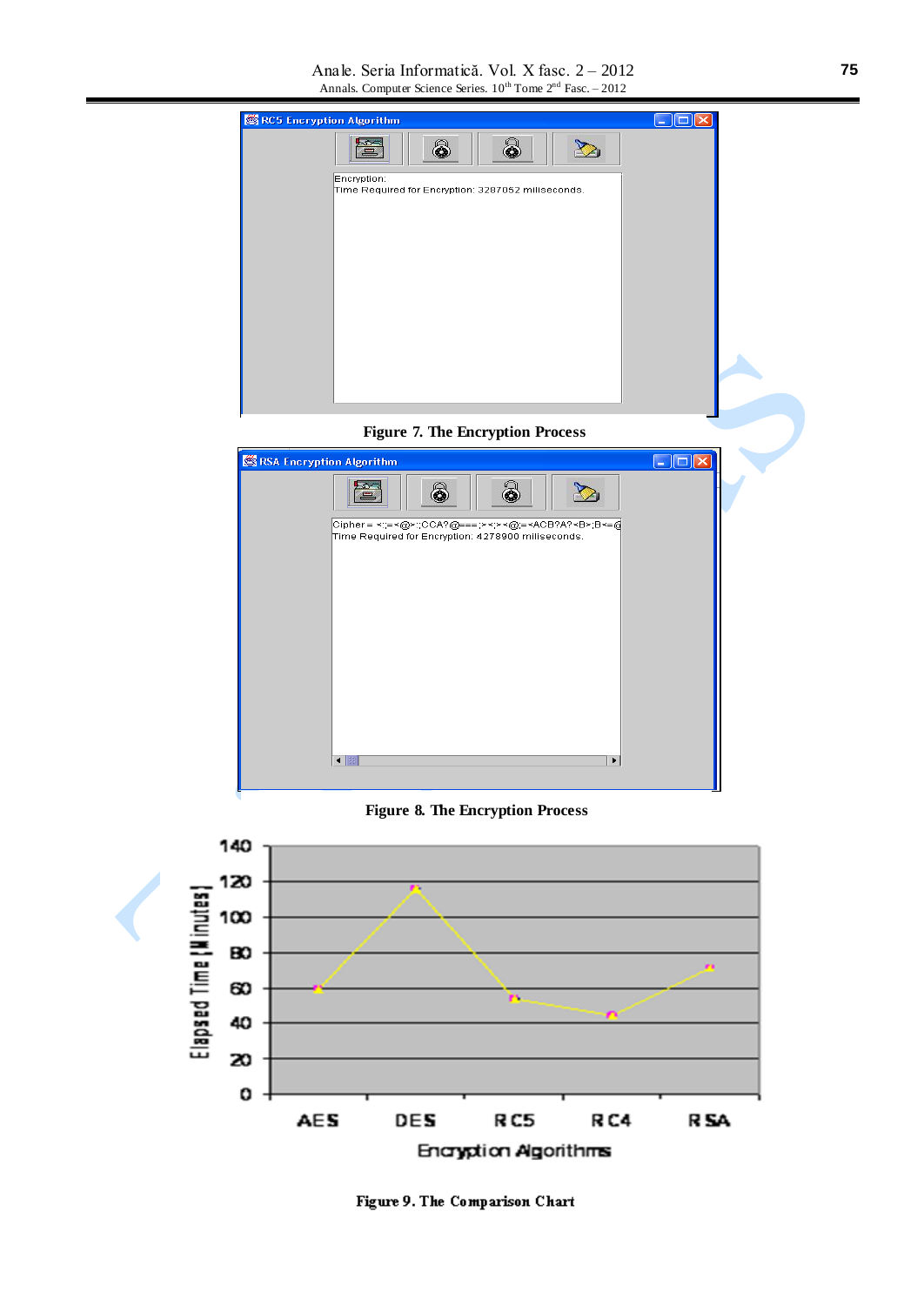Figure 7. The Encryption Process

Figure 8. The Encryption Process

Figure 9. The Comparison Chart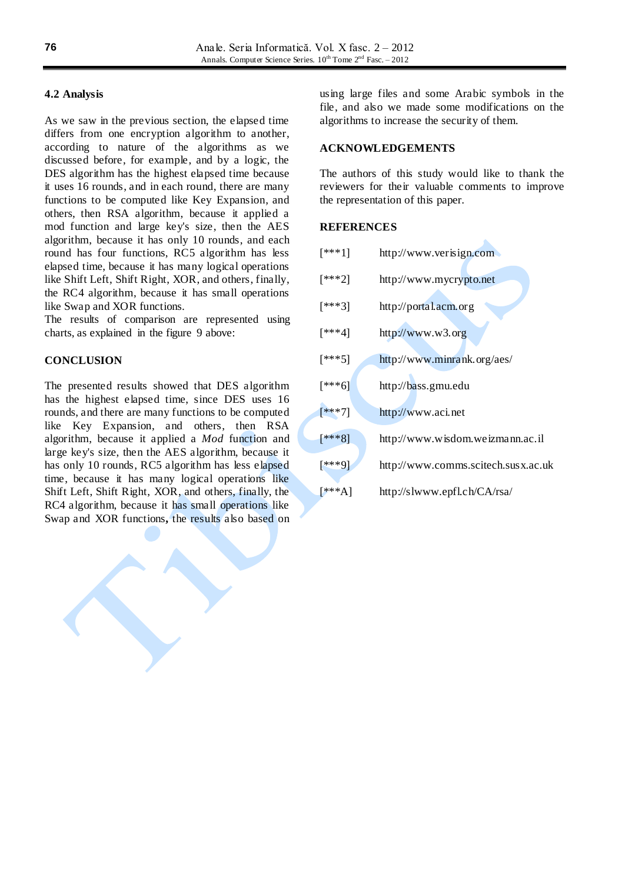### 4.2 Analysis

As we saw in the previous section, the elapsed time differs from one encryption algorithm to another, according to nature of the algorithms as we discussed before, for example, and by a logic, the DES algorithm has the highest elapsed time because it uses 16 rounds, and in each round, there are many functions to be computed like Key Expansion, and others, then RSA algorithm, because it applied a mod function and large key's size, then the AES algorithm, because it has only 10 rounds, and each round has four functions, RC5 algorithm has less elapsed time, because it has many logical operations like Shift Left, Shift Right, XOR, and others, finally, the RC4 algorithm, because it has small operations like Swap and XOR functions.
The results of comparison are represented using charts, as explained in the figure 9 above:

### CONCLUSION

The presented results showed that DES algorithm has the highest elapsed time, since DES uses 16 rounds, and there are many functions to be computed like Key Expansion, and others, then RSA algorithm, because it applied a *Mod* function and large key's size, then the AES algorithm, because it has only 10 rounds, RC5 algorithm has less elapsed time, because it has many logical operations like Shift Left, Shift Right, XOR, and others, finally, the RC4 algorithm, because it has small operations like Swap and XOR functions**,** the results also based on using large files and some Arabic symbols in the file, and also we made some modifications on the algorithms to increase the security of them.

### ACKNOWLEDGEMENTS

The authors of this study would like to thank the reviewers for their valuable comments to improve the representation of this paper.

### REFERENCES

[***1] http://www.verisign.com

[***2] http://www.mycrypto.net

[***3] http://portal.acm.org

[***4] http://www.w3.org

[***5] http://www.minrank.org/aes/

[***6] http://bass.gmu.edu

[***7] http://www.aci.net

[***8] http://www.wisdom.weizmann.ac.il

[***9] http://www.comms.scitech.susx.ac.uk

[***A] http://slwww.epfl.ch/CA/rsa/